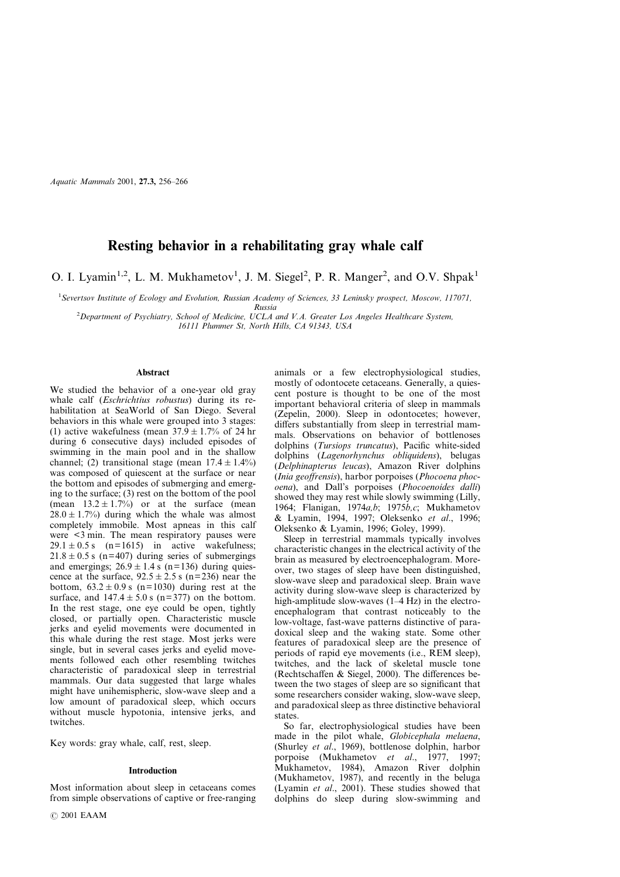# Resting behavior in a rehabilitating gray whale calf

O. I. Lyamin[1,2], L. M. Mukhametov[1], J. M. Siegel[2], P. R. Manger[2], and O.V. Shpak[1]

[1]Severtsov Institute of Ecology and Evolution, Russian Academy of Sciences, 33 Leninsky prospect, Moscow, 117071, Russia

[2]Department of Psychiatry, School of Medicine, UCLA and V.A. Greater Los Angeles Healthcare System, 16111 Plummer St, North Hills, CA 91343, USA

## Abstract

We studied the behavior of a one-year old gray whale calf (*Eschrichtius robustus*) during its rehabilitation at SeaWorld of San Diego. Several behaviors in this whale were grouped into 3 stages: (1) active wakefulness (mean 37.9 ± 1.7% of 24 hr during 6 consecutive days) included episodes of swimming in the main pool and in the shallow channel; (2) transitional stage (mean 17.4 ± 1.4%) was composed of quiescent at the surface or near the bottom and episodes of submerging and emerging to the surface; (3) rest on the bottom of the pool (mean 13.2 ± 1.7%) or at the surface (mean 28.0 ± 1.7%) during which the whale was almost completely immobile. Most apneas in this calf were <3 min. The mean respiratory pauses were 29.1 ± 0.5 s (n=1615) in active wakefulness; 21.8 ± 0.5 s (n=407) during series of submergings and emergings; 26.9 ± 1.4 s (n=136) during quiescence at the surface, 92.5 ± 2.5 s (n=236) near the bottom, 63.2 ± 0.9 s (n=1030) during rest at the surface, and 147.4 ± 5.0 s (n=377) on the bottom. In the rest stage, one eye could be open, tightly closed, or partially open. Characteristic muscle jerks and eyelid movements were documented in this whale during the rest stage. Most jerks were single, but in several cases jerks and eyelid movements followed each other resembling twitches characteristic of paradoxical sleep in terrestrial mammals. Our data suggested that large whales might have unihemispheric, slow-wave sleep and a low amount of paradoxical sleep, which occurs without muscle hypotonia, intensive jerks, and twitches.

Key words: gray whale, calf, rest, sleep.

## Introduction

Most information about sleep in cetaceans comes from simple observations of captive or free-ranging animals or a few electrophysiological studies, mostly of odontocete cetaceans. Generally, a quiescent posture is thought to be one of the most important behavioral criteria of sleep in mammals (Zepelin, 2000). Sleep in odontocetes; however, differs substantially from sleep in terrestrial mammals. Observations on behavior of bottlenoses dolphins (*Tursiops truncatus*), Pacific white-sided dolphins (*Lagenorhynchus obliquidens*), belugas (*Delphinapterus leucas*), Amazon River dolphins (*Inia geoffrensis*), harbor porpoises (*Phocoena phocoena*), and Dall's porpoises (*Phocoenoides dalli*) showed they may rest while slowly swimming (Lilly, 1964; Flanigan, 1974*a,b*; 1975*b,c*; Mukhametov & Lyamin, 1994, 1997; Oleksenko *et al*., 1996; Oleksenko & Lyamin, 1996; Goley, 1999).

Sleep in terrestrial mammals typically involves characteristic changes in the electrical activity of the brain as measured by electroencephalogram. Moreover, two stages of sleep have been distinguished, slow-wave sleep and paradoxical sleep. Brain wave activity during slow-wave sleep is characterized by high-amplitude slow-waves (1–4 Hz) in the electroencephalogram that contrast noticeably to the low-voltage, fast-wave patterns distinctive of paradoxical sleep and the waking state. Some other features of paradoxical sleep are the presence of periods of rapid eye movements (i.e., REM sleep), twitches, and the lack of skeletal muscle tone (Rechtschaffen & Siegel, 2000). The differences between the two stages of sleep are so significant that some researchers consider waking, slow-wave sleep, and paradoxical sleep as three distinctive behavioral states.

So far, electrophysiological studies have been made in the pilot whale, *Globicephala melaena*, (Shurley *et al*., 1969), bottlenose dolphin, harbor porpoise (Mukhametov *et al*., 1977, 1997; Mukhametov, 1984), Amazon River dolphin (Mukhametov, 1987), and recently in the beluga (Lyamin *et al*., 2001). These studies showed that dolphins do sleep during slow-swimming and

© 2001 EAAM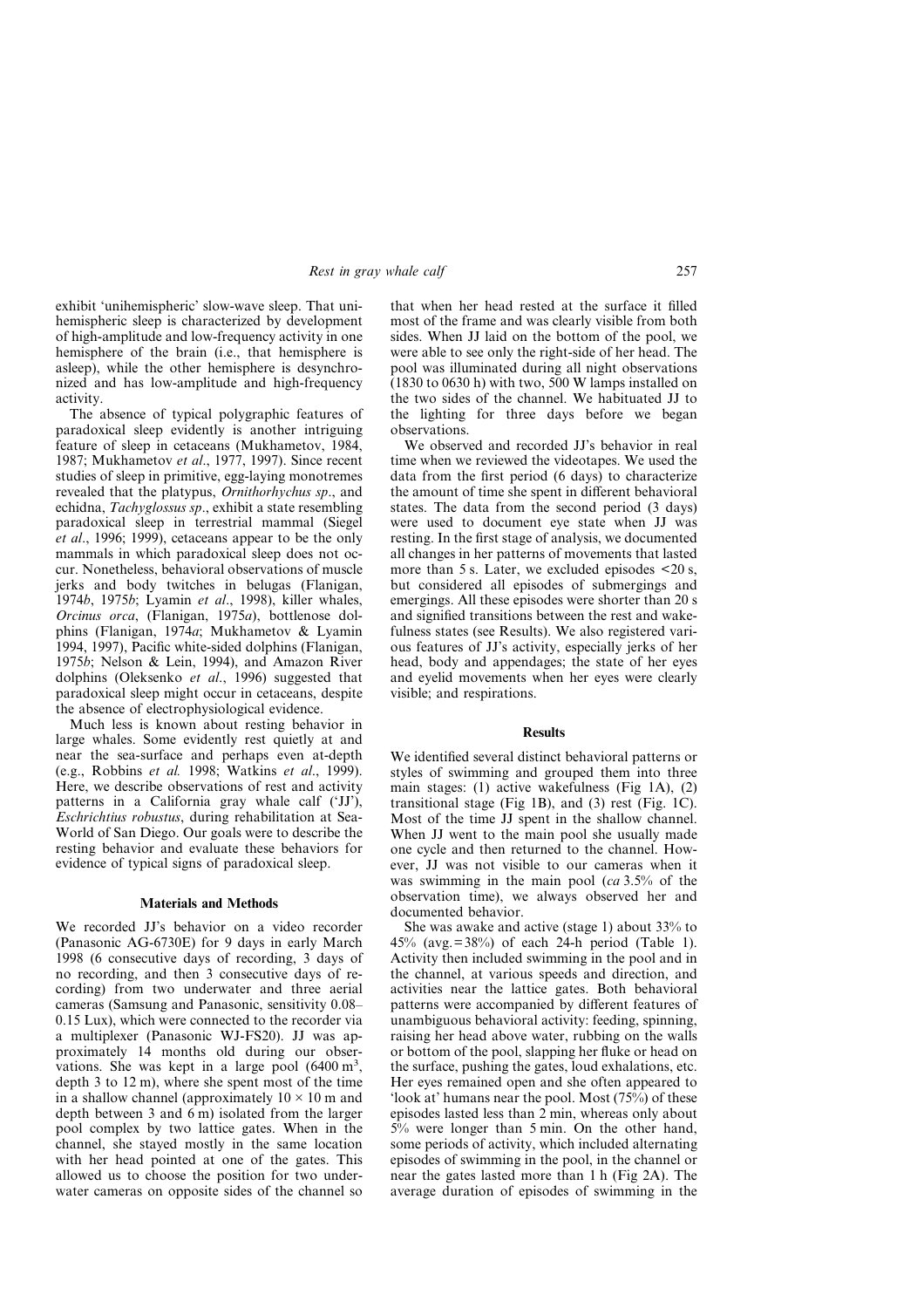exhibit 'unihemispheric' slow-wave sleep. That unihemispheric sleep is characterized by development of high-amplitude and low-frequency activity in one hemisphere of the brain (i.e., that hemisphere is asleep), while the other hemisphere is desynchronized and has low-amplitude and high-frequency activity.

The absence of typical polygraphic features of paradoxical sleep evidently is another intriguing feature of sleep in cetaceans (Mukhametov, 1984, 1987; Mukhametov *et al*., 1977, 1997). Since recent studies of sleep in primitive, egg-laying monotremes revealed that the platypus, *Ornithorhychus sp*., and echidna, *Tachyglossus sp*., exhibit a state resembling paradoxical sleep in terrestrial mammal (Siegel *et al*., 1996; 1999), cetaceans appear to be the only mammals in which paradoxical sleep does not occur. Nonetheless, behavioral observations of muscle jerks and body twitches in belugas (Flanigan, 1974*b*, 1975*b*; Lyamin *et al*., 1998), killer whales, *Orcinus orca*, (Flanigan, 1975*a*), bottlenose dolphins (Flanigan, 1974*a*; Mukhametov & Lyamin 1994, 1997), Pacific white-sided dolphins (Flanigan, 1975*b*; Nelson & Lein, 1994), and Amazon River dolphins (Oleksenko *et al*., 1996) suggested that paradoxical sleep might occur in cetaceans, despite the absence of electrophysiological evidence.

Much less is known about resting behavior in large whales. Some evidently rest quietly at and near the sea-surface and perhaps even at-depth (e.g., Robbins *et al.* 1998; Watkins *et al*., 1999). Here, we describe observations of rest and activity patterns in a California gray whale calf ('JJ'), *Eschrichtius robustus*, during rehabilitation at Sea-World of San Diego. Our goals were to describe the resting behavior and evaluate these behaviors for evidence of typical signs of paradoxical sleep.

## Materials and Methods

We recorded JJ's behavior on a video recorder (Panasonic AG-6730E) for 9 days in early March 1998 (6 consecutive days of recording, 3 days of no recording, and then 3 consecutive days of recording) from two underwater and three aerial cameras (Samsung and Panasonic, sensitivity 0.08–0.15 Lux), which were connected to the recorder via a multiplexer (Panasonic WJ-FS20). JJ was approximately 14 months old during our observations. She was kept in a large pool (6400 $m^3$, depth 3 to 12 m), where she spent most of the time in a shallow channel (approximately $10 \times 10$ m and depth between 3 and 6 m) isolated from the larger pool complex by two lattice gates. When in the channel, she stayed mostly in the same location with her head pointed at one of the gates. This allowed us to choose the position for two underwater cameras on opposite sides of the channel so that when her head rested at the surface it filled most of the frame and was clearly visible from both sides. When JJ laid on the bottom of the pool, we were able to see only the right-side of her head. The pool was illuminated during all night observations (1830 to 0630 h) with two, 500 W lamps installed on the two sides of the channel. We habituated JJ to the lighting for three days before we began observations.

We observed and recorded JJ's behavior in real time when we reviewed the videotapes. We used the data from the first period (6 days) to characterize the amount of time she spent in different behavioral states. The data from the second period (3 days) were used to document eye state when JJ was resting. In the first stage of analysis, we documented all changes in her patterns of movements that lasted more than 5 s. Later, we excluded episodes <20 s, but considered all episodes of submergings and emergings. All these episodes were shorter than 20 s and signified transitions between the rest and wakefulness states (see Results). We also registered various features of JJ's activity, especially jerks of her head, body and appendages; the state of her eyes and eyelid movements when her eyes were clearly visible; and respirations.

## Results

We identified several distinct behavioral patterns or styles of swimming and grouped them into three main stages: (1) active wakefulness (Fig 1A), (2) transitional stage (Fig 1B), and (3) rest (Fig. 1C). Most of the time JJ spent in the shallow channel. When JJ went to the main pool she usually made one cycle and then returned to the channel. However, JJ was not visible to our cameras when it was swimming in the main pool (*ca* 3.5% of the observation time), we always observed her and documented behavior.

She was awake and active (stage 1) about 33% to 45% (avg. = 38%) of each 24-h period (Table 1). Activity then included swimming in the pool and in the channel, at various speeds and direction, and activities near the lattice gates. Both behavioral patterns were accompanied by different features of unambiguous behavioral activity: feeding, spinning, raising her head above water, rubbing on the walls or bottom of the pool, slapping her fluke or head on the surface, pushing the gates, loud exhalations, etc. Her eyes remained open and she often appeared to 'look at' humans near the pool. Most (75%) of these episodes lasted less than 2 min, whereas only about 5% were longer than 5 min. On the other hand, some periods of activity, which included alternating episodes of swimming in the pool, in the channel or near the gates lasted more than 1 h (Fig 2A). The average duration of episodes of swimming in the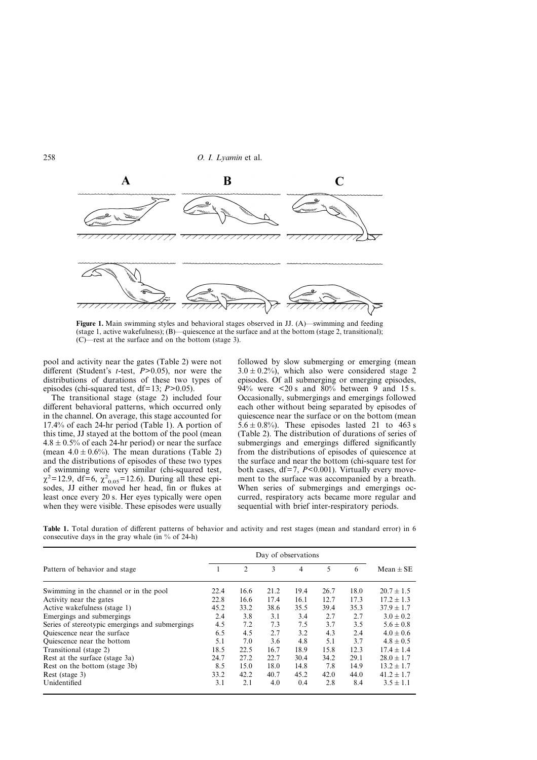**Figure 1.** Main swimming styles and behavioral stages observed in JJ. (A)—swimming and feeding (stage 1, active wakefulness); (B)—quiescence at the surface and at the bottom (stage 2, transitional); (C)—rest at the surface and on the bottom (stage 3).

pool and activity near the gates (Table 2) were not different (Student's *t*-test, $P>0.05$), nor were the distributions of durations of these two types of episodes (chi-squared test, df=13; $P>0.05$).

The transitional stage (stage 2) included four different behavioral patterns, which occurred only in the channel. On average, this stage accounted for 17.4% of each 24-hr period (Table 1). A portion of this time, JJ stayed at the bottom of the pool (mean $4.8 \pm 0.5$% of each 24-hr period) or near the surface (mean $4.0 \pm 0.6$%). The mean durations (Table 2) and the distributions of episodes of these two types of swimming were very similar (chi-squared test, $\chi^2=12.9$, df=6, $\chi^2_{0.05}=12.6$). During all these episodes, JJ either moved her head, fin or flukes at least once every 20 s. Her eyes typically were open when they were visible. These episodes were usually followed by slow submerging or emerging (mean $3.0 \pm 0.2$%), which also were considered stage 2 episodes. Of all submerging or emerging episodes, 94% were <20 s and 80% between 9 and 15 s. Occasionally, submergings and emergings followed each other without being separated by episodes of quiescence near the surface or on the bottom (mean $5.6 \pm 0.8$%). These episodes lasted 21 to 463 s (Table 2). The distribution of durations of series of submergings and emergings differed significantly from the distributions of episodes of quiescence at the surface and near the bottom (chi-square test for both cases, df=7, $P<0.001$). Virtually every movement to the surface was accompanied by a breath. When series of submergings and emergings occurred, respiratory acts became more regular and sequential with brief inter-respiratory periods.

**Table 1.** Total duration of different patterns of behavior and activity and rest stages (mean and standard error) in 6 consecutive days in the gray whale (in % of 24-h)

| Pattern of behavior and stage | Day of observations | | | | | | Mean ± SE |
|---|---|---|---|---|---|---|---|
| | 1 | 2 | 3 | 4 | 5 | 6 | |
| Swimming in the channel or in the pool | 22.4 | 16.6 | 21.2 | 19.4 | 26.7 | 18.0 | 20.7 ± 1.5 |
| Activity near the gates | 22.8 | 16.6 | 17.4 | 16.1 | 12.7 | 17.3 | 17.2 ± 1.3 |
| Active wakefulness (stage 1) | 45.2 | 33.2 | 38.6 | 35.5 | 39.4 | 35.3 | 37.9 ± 1.7 |
| Emergings and submergings | 2.4 | 3.8 | 3.1 | 3.4 | 2.7 | 2.7 | 3.0 ± 0.2 |
| Series of stereotypic emergings and submergings | 4.5 | 7.2 | 7.3 | 7.5 | 3.7 | 3.5 | 5.6 ± 0.8 |
| Quiescence near the surface | 6.5 | 4.5 | 2.7 | 3.2 | 4.3 | 2.4 | 4.0 ± 0.6 |
| Quiescence near the bottom | 5.1 | 7.0 | 3.6 | 4.8 | 5.1 | 3.7 | 4.8 ± 0.5 |
| Transitional (stage 2) | 18.5 | 22.5 | 16.7 | 18.9 | 15.8 | 12.3 | 17.4 ± 1.4 |
| Rest at the surface (stage 3a) | 24.7 | 27.2 | 22.7 | 30.4 | 34.2 | 29.1 | 28.0 ± 1.7 |
| Rest on the bottom (stage 3b) | 8.5 | 15.0 | 18.0 | 14.8 | 7.8 | 14.9 | 13.2 ± 1.7 |
| Rest (stage 3) | 33.2 | 42.2 | 40.7 | 45.2 | 42.0 | 44.0 | 41.2 ± 1.7 |
| Unidentified | 3.1 | 2.1 | 4.0 | 0.4 | 2.8 | 8.4 | 3.5 ± 1.1 |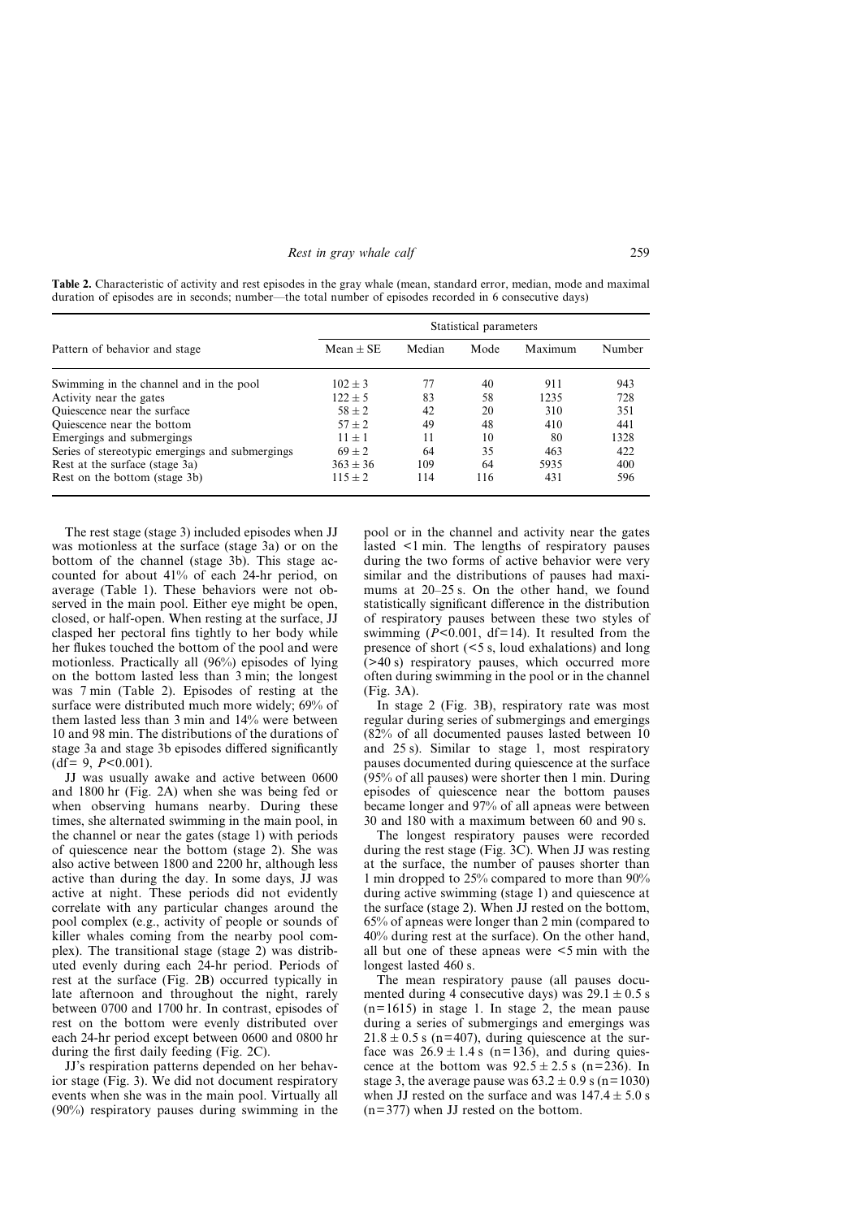**Table 2.** Characteristic of activity and rest episodes in the gray whale (mean, standard error, median, mode and maximal duration of episodes are in seconds; number—the total number of episodes recorded in 6 consecutive days)

| Pattern of behavior and stage | Statistical parameters | | | | |
|---|---|---|---|---|---|
| | Mean ± SE | Median | Mode | Maximum | Number |
| Swimming in the channel and in the pool | 102 ± 3 | 77 | 40 | 911 | 943 |
| Activity near the gates | 122 ± 5 | 83 | 58 | 1235 | 728 |
| Quiescence near the surface | 58 ± 2 | 42 | 20 | 310 | 351 |
| Quiescence near the bottom | 57 ± 2 | 49 | 48 | 410 | 441 |
| Emergings and submergings | 11 ± 1 | 11 | 10 | 80 | 1328 |
| Series of stereotypic emergings and submergings | 69 ± 2 | 64 | 35 | 463 | 422 |
| Rest at the surface (stage 3a) | 363 ± 36 | 109 | 64 | 5935 | 400 |
| Rest on the bottom (stage 3b) | 115 ± 2 | 114 | 116 | 431 | 596 |

The rest stage (stage 3) included episodes when JJ was motionless at the surface (stage 3a) or on the bottom of the channel (stage 3b). This stage accounted for about 41% of each 24-hr period, on average (Table 1). These behaviors were not observed in the main pool. Either eye might be open, closed, or half-open. When resting at the surface, JJ clasped her pectoral fins tightly to her body while her flukes touched the bottom of the pool and were motionless. Practically all (96%) episodes of lying on the bottom lasted less than 3 min; the longest was 7 min (Table 2). Episodes of resting at the surface were distributed much more widely; 69% of them lasted less than 3 min and 14% were between 10 and 98 min. The distributions of the durations of stage 3a and stage 3b episodes differed significantly (df= 9, $P<0.001$).

JJ was usually awake and active between 0600 and 1800 hr (Fig. 2A) when she was being fed or when observing humans nearby. During these times, she alternated swimming in the main pool, in the channel or near the gates (stage 1) with periods of quiescence near the bottom (stage 2). She was also active between 1800 and 2200 hr, although less active than during the day. In some days, JJ was active at night. These periods did not evidently correlate with any particular changes around the pool complex (e.g., activity of people or sounds of killer whales coming from the nearby pool complex). The transitional stage (stage 2) was distributed evenly during each 24-hr period. Periods of rest at the surface (Fig. 2B) occurred typically in late afternoon and throughout the night, rarely between 0700 and 1700 hr. In contrast, episodes of rest on the bottom were evenly distributed over each 24-hr period except between 0600 and 0800 hr during the first daily feeding (Fig. 2C).

JJ's respiration patterns depended on her behavior stage (Fig. 3). We did not document respiratory events when she was in the main pool. Virtually all (90%) respiratory pauses during swimming in the pool or in the channel and activity near the gates lasted <1 min. The lengths of respiratory pauses during the two forms of active behavior were very similar and the distributions of pauses had maximums at 20–25 s. On the other hand, we found statistically significant difference in the distribution of respiratory pauses between these two styles of swimming ($P<0.001$, df=14). It resulted from the presence of short (<5 s, loud exhalations) and long (>40 s) respiratory pauses, which occurred more often during swimming in the pool or in the channel (Fig. 3A).

In stage 2 (Fig. 3B), respiratory rate was most regular during series of submergings and emergings (82% of all documented pauses lasted between 10 and 25 s). Similar to stage 1, most respiratory pauses documented during quiescence at the surface (95% of all pauses) were shorter then 1 min. During episodes of quiescence near the bottom pauses became longer and 97% of all apneas were between 30 and 180 with a maximum between 60 and 90 s.

The longest respiratory pauses were recorded during the rest stage (Fig. 3C). When JJ was resting at the surface, the number of pauses shorter than 1 min dropped to 25% compared to more than 90% during active swimming (stage 1) and quiescence at the surface (stage 2). When JJ rested on the bottom, 65% of apneas were longer than 2 min (compared to 40% during rest at the surface). On the other hand, all but one of these apneas were <5 min with the longest lasted 460 s.

The mean respiratory pause (all pauses documented during 4 consecutive days) was 29.1 ± 0.5 s (n=1615) in stage 1. In stage 2, the mean pause during a series of submergings and emergings was 21.8 ± 0.5 s (n=407), during quiescence at the surface was 26.9 ± 1.4 s (n=136), and during quiescence at the bottom was 92.5 ± 2.5 s (n=236). In stage 3, the average pause was 63.2 ± 0.9 s (n=1030) when JJ rested on the surface and was 147.4 ± 5.0 s (n=377) when JJ rested on the bottom.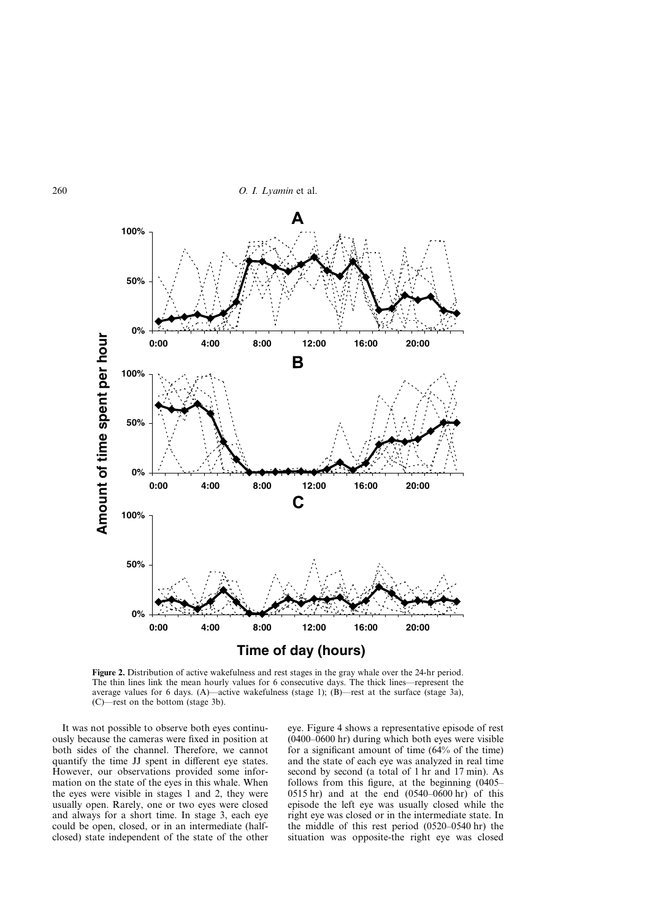**Figure 2.** Distribution of active wakefulness and rest stages in the gray whale over the 24-hr period. The thin lines link the mean hourly values for 6 consecutive days. The thick lines—represent the average values for 6 days. (A)—active wakefulness (stage 1); (B)—rest at the surface (stage 3a), (C)—rest on the bottom (stage 3b).

It was not possible to observe both eyes continuously because the cameras were fixed in position at both sides of the channel. Therefore, we cannot quantify the time JJ spent in different eye states. However, our observations provided some information on the state of the eyes in this whale. When the eyes were visible in stages 1 and 2, they were usually open. Rarely, one or two eyes were closed and always for a short time. In stage 3, each eye could be open, closed, or in an intermediate (half-closed) state independent of the state of the other eye. Figure 4 shows a representative episode of rest (0400–0600 hr) during which both eyes were visible for a significant amount of time (64% of the time) and the state of each eye was analyzed in real time second by second (a total of 1 hr and 17 min). As follows from this figure, at the beginning (0405–0515 hr) and at the end (0540–0600 hr) of this episode the left eye was usually closed while the right eye was closed or in the intermediate state. In the middle of this rest period (0520–0540 hr) the situation was opposite-the right eye was closed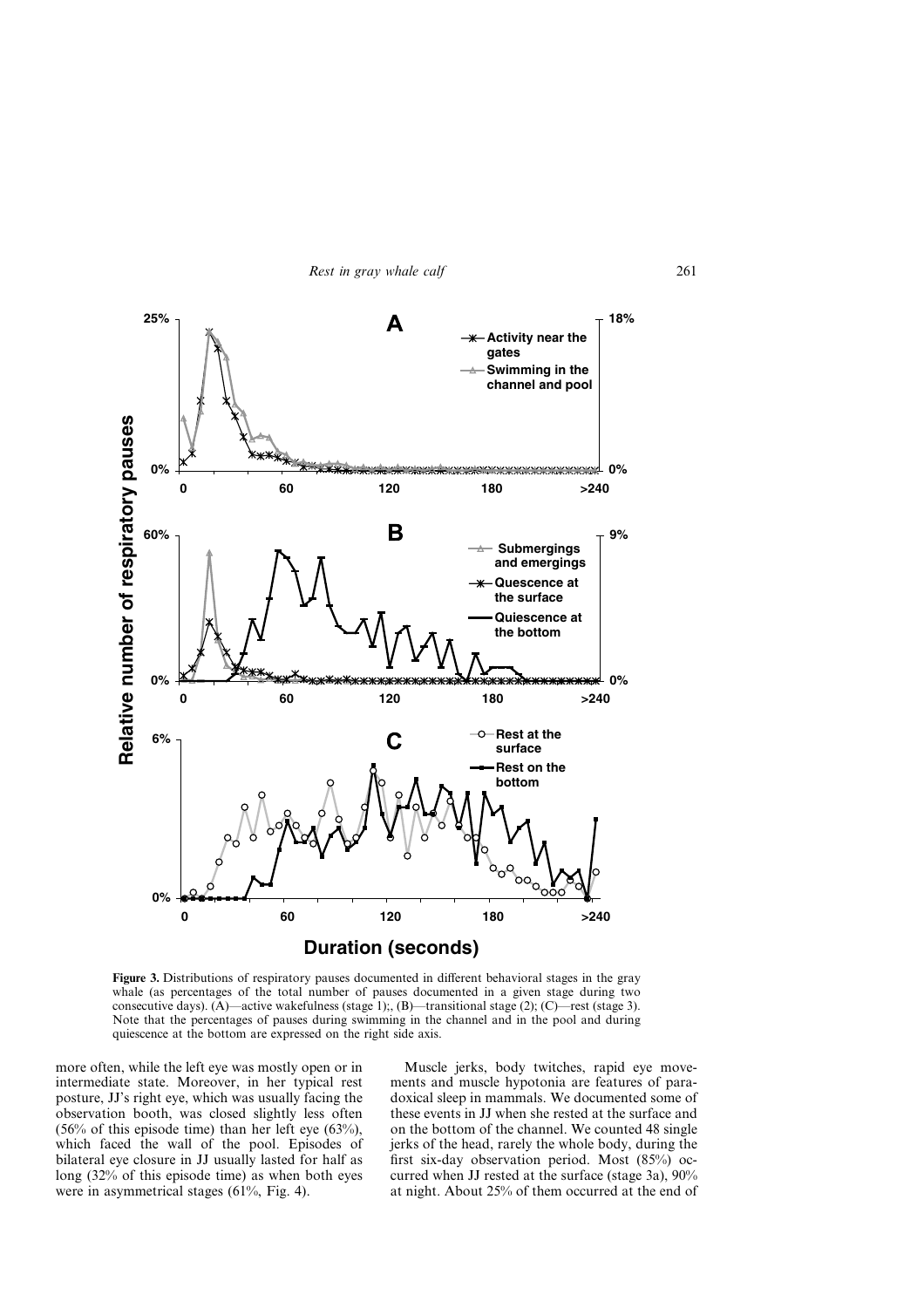Figure 3. Distributions of respiratory pauses documented in different behavioral stages in the gray whale (as percentages of the total number of pauses documented in a given stage during two consecutive days). (A)—active wakefulness (stage 1);, (B)—transitional stage (2); (C)—rest (stage 3). Note that the percentages of pauses during swimming in the channel and in the pool and during quiescence at the bottom are expressed on the right side axis.

more often, while the left eye was mostly open or in intermediate state. Moreover, in her typical rest posture, JJ's right eye, which was usually facing the observation booth, was closed slightly less often (56% of this episode time) than her left eye (63%), which faced the wall of the pool. Episodes of bilateral eye closure in JJ usually lasted for half as long (32% of this episode time) as when both eyes were in asymmetrical stages (61%, Fig. 4).

Muscle jerks, body twitches, rapid eye movements and muscle hypotonia are features of paradoxical sleep in mammals. We documented some of these events in JJ when she rested at the surface and on the bottom of the channel. We counted 48 single jerks of the head, rarely the whole body, during the first six-day observation period. Most (85%) occurred when JJ rested at the surface (stage 3a), 90% at night. About 25% of them occurred at the end of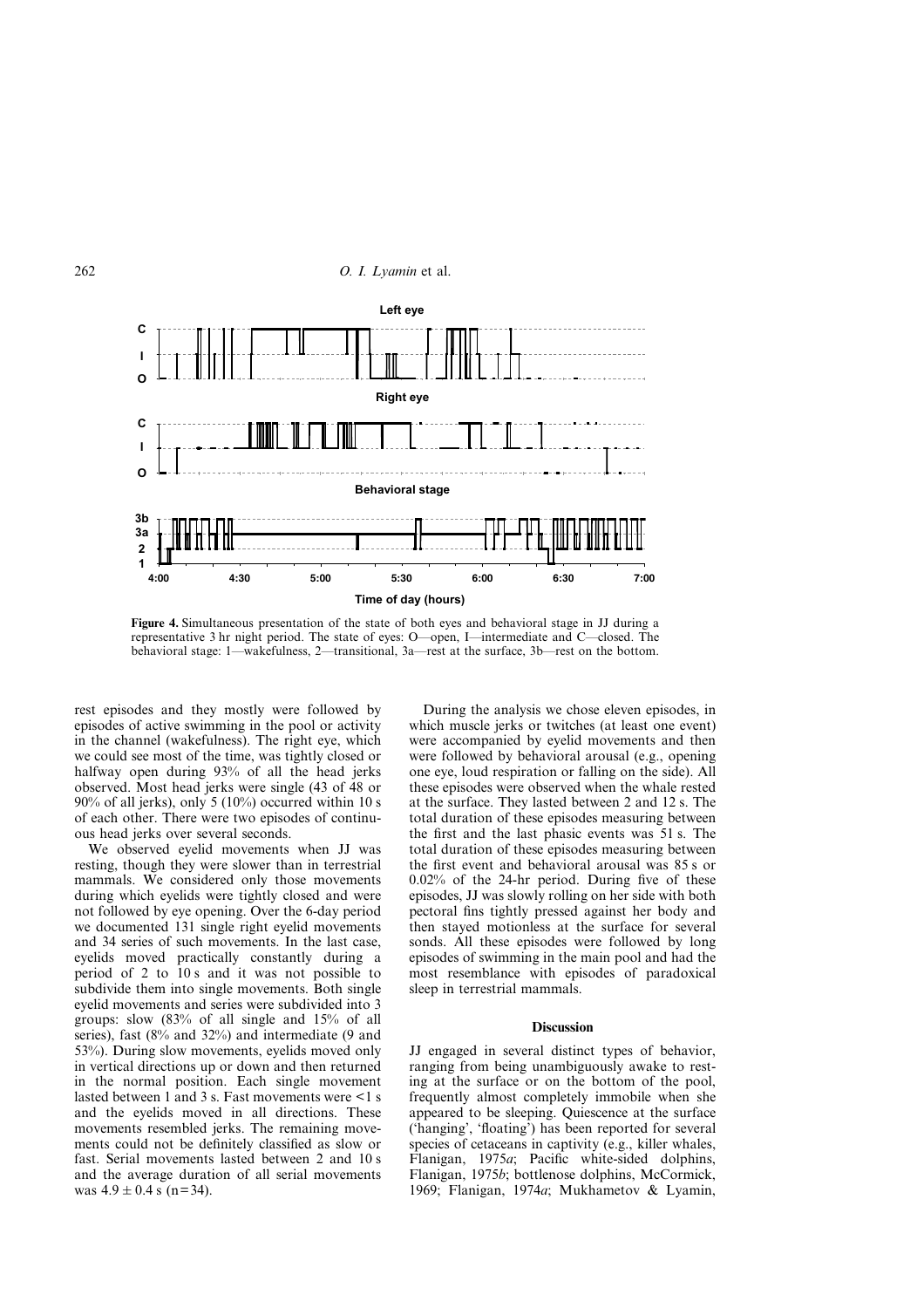**Figure 4.** Simultaneous presentation of the state of both eyes and behavioral stage in JJ during a representative 3 hr night period. The state of eyes: O—open, I—intermediate and C—closed. The behavioral stage: 1—wakefulness, 2—transitional, 3a—rest at the surface, 3b—rest on the bottom.

rest episodes and they mostly were followed by episodes of active swimming in the pool or activity in the channel (wakefulness). The right eye, which we could see most of the time, was tightly closed or halfway open during 93% of all the head jerks observed. Most head jerks were single (43 of 48 or 90% of all jerks), only 5 (10%) occurred within 10 s of each other. There were two episodes of continuous head jerks over several seconds.

We observed eyelid movements when JJ was resting, though they were slower than in terrestrial mammals. We considered only those movements during which eyelids were tightly closed and were not followed by eye opening. Over the 6-day period we documented 131 single right eyelid movements and 34 series of such movements. In the last case, eyelids moved practically constantly during a period of 2 to 10 s and it was not possible to subdivide them into single movements. Both single eyelid movements and series were subdivided into 3 groups: slow (83% of all single and 15% of all series), fast (8% and 32%) and intermediate (9 and 53%). During slow movements, eyelids moved only in vertical directions up or down and then returned in the normal position. Each single movement lasted between 1 and 3 s. Fast movements were <1 s and the eyelids moved in all directions. These movements resembled jerks. The remaining movements could not be definitely classified as slow or fast. Serial movements lasted between 2 and 10 s and the average duration of all serial movements was $4.9 \pm 0.4$ s (n=34).

During the analysis we chose eleven episodes, in which muscle jerks or twitches (at least one event) were accompanied by eyelid movements and then were followed by behavioral arousal (e.g., opening one eye, loud respiration or falling on the side). All these episodes were observed when the whale rested at the surface. They lasted between 2 and 12 s. The total duration of these episodes measuring between the first and the last phasic events was 51 s. The total duration of these episodes measuring between the first event and behavioral arousal was 85 s or 0.02% of the 24-hr period. During five of these episodes, JJ was slowly rolling on her side with both pectoral fins tightly pressed against her body and then stayed motionless at the surface for several sonds. All these episodes were followed by long episodes of swimming in the main pool and had the most resemblance with episodes of paradoxical sleep in terrestrial mammals.

## Discussion

JJ engaged in several distinct types of behavior, ranging from being unambiguously awake to resting at the surface or on the bottom of the pool, frequently almost completely immobile when she appeared to be sleeping. Quiescence at the surface ('hanging', 'floating') has been reported for several species of cetaceans in captivity (e.g., killer whales, Flanigan, 1975*a*; Pacific white-sided dolphins, Flanigan, 1975*b*; bottlenose dolphins, McCormick, 1969; Flanigan, 1974*a*; Mukhametov & Lyamin,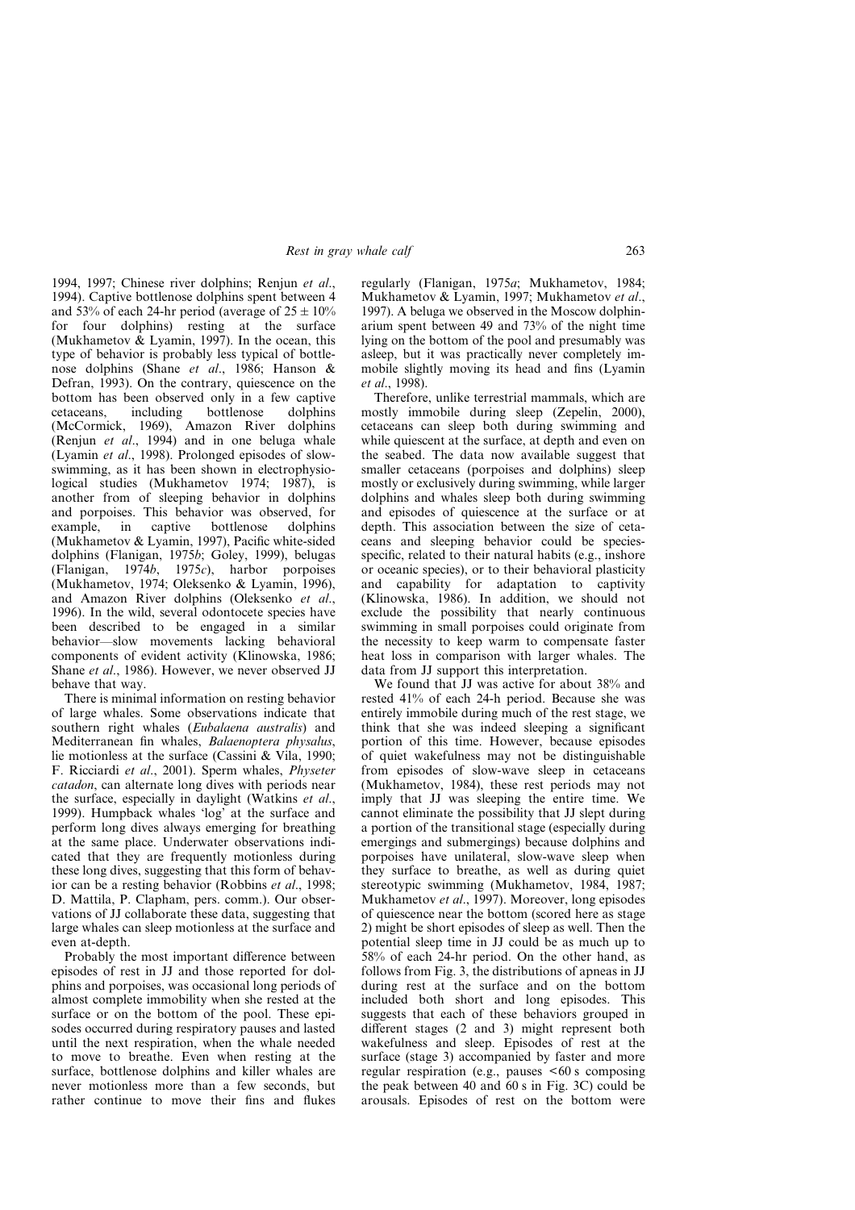1994, 1997; Chinese river dolphins; Renjun *et al*., 1994). Captive bottlenose dolphins spent between 4 and 53% of each 24-hr period (average of 25 ± 10% for four dolphins) resting at the surface (Mukhametov & Lyamin, 1997). In the ocean, this type of behavior is probably less typical of bottlenose dolphins (Shane *et al*., 1986; Hanson & Defran, 1993). On the contrary, quiescence on the bottom has been observed only in a few captive cetaceans, including bottlenose dolphins (McCormick, 1969), Amazon River dolphins (Renjun *et al*., 1994) and in one beluga whale (Lyamin *et al*., 1998). Prolonged episodes of slow-swimming, as it has been shown in electrophysiological studies (Mukhametov 1974; 1987), is another from of sleeping behavior in dolphins and porpoises. This behavior was observed, for example, in captive bottlenose dolphins (Mukhametov & Lyamin, 1997), Pacific white-sided dolphins (Flanigan, 1975*b*; Goley, 1999), belugas (Flanigan, 1974*b*, 1975*c*), harbor porpoises (Mukhametov, 1974; Oleksenko & Lyamin, 1996), and Amazon River dolphins (Oleksenko *et al*., 1996). In the wild, several odontocete species have been described to be engaged in a similar behavior—slow movements lacking behavioral components of evident activity (Klinowska, 1986; Shane *et al*., 1986). However, we never observed JJ behave that way.

There is minimal information on resting behavior of large whales. Some observations indicate that southern right whales (*Eubalaena australis*) and Mediterranean fin whales, *Balaenoptera physalus*, lie motionless at the surface (Cassini & Vila, 1990; F. Ricciardi *et al*., 2001). Sperm whales, *Physeter catadon*, can alternate long dives with periods near the surface, especially in daylight (Watkins *et al*., 1999). Humpback whales 'log' at the surface and perform long dives always emerging for breathing at the same place. Underwater observations indicated that they are frequently motionless during these long dives, suggesting that this form of behavior can be a resting behavior (Robbins *et al*., 1998; D. Mattila, P. Clapham, pers. comm.). Our observations of JJ collaborate these data, suggesting that large whales can sleep motionless at the surface and even at-depth.

Probably the most important difference between episodes of rest in JJ and those reported for dolphins and porpoises, was occasional long periods of almost complete immobility when she rested at the surface or on the bottom of the pool. These episodes occurred during respiratory pauses and lasted until the next respiration, when the whale needed to move to breathe. Even when resting at the surface, bottlenose dolphins and killer whales are never motionless more than a few seconds, but rather continue to move their fins and flukes regularly (Flanigan, 1975*a*; Mukhametov, 1984; Mukhametov & Lyamin, 1997; Mukhametov *et al*., 1997). A beluga we observed in the Moscow dolphinarium spent between 49 and 73% of the night time lying on the bottom of the pool and presumably was asleep, but it was practically never completely immobile slightly moving its head and fins (Lyamin *et al*., 1998).

Therefore, unlike terrestrial mammals, which are mostly immobile during sleep (Zepelin, 2000), cetaceans can sleep both during swimming and while quiescent at the surface, at depth and even on the seabed. The data now available suggest that smaller cetaceans (porpoises and dolphins) sleep mostly or exclusively during swimming, while larger dolphins and whales sleep both during swimming and episodes of quiescence at the surface or at depth. This association between the size of cetaceans and sleeping behavior could be species-specific, related to their natural habits (e.g., inshore or oceanic species), or to their behavioral plasticity and capability for adaptation to captivity (Klinowska, 1986). In addition, we should not exclude the possibility that nearly continuous swimming in small porpoises could originate from the necessity to keep warm to compensate faster heat loss in comparison with larger whales. The data from JJ support this interpretation.

We found that JJ was active for about 38% and rested 41% of each 24-h period. Because she was entirely immobile during much of the rest stage, we think that she was indeed sleeping a significant portion of this time. However, because episodes of quiet wakefulness may not be distinguishable from episodes of slow-wave sleep in cetaceans (Mukhametov, 1984), these rest periods may not imply that JJ was sleeping the entire time. We cannot eliminate the possibility that JJ slept during a portion of the transitional stage (especially during emergings and submergings) because dolphins and porpoises have unilateral, slow-wave sleep when they surface to breathe, as well as during quiet stereotypic swimming (Mukhametov, 1984, 1987; Mukhametov *et al*., 1997). Moreover, long episodes of quiescence near the bottom (scored here as stage 2) might be short episodes of sleep as well. Then the potential sleep time in JJ could be as much up to 58% of each 24-hr period. On the other hand, as follows from Fig. 3, the distributions of apneas in JJ during rest at the surface and on the bottom included both short and long episodes. This suggests that each of these behaviors grouped in different stages (2 and 3) might represent both wakefulness and sleep. Episodes of rest at the surface (stage 3) accompanied by faster and more regular respiration (e.g., pauses <60 s composing the peak between 40 and 60 s in Fig. 3C) could be arousals. Episodes of rest on the bottom were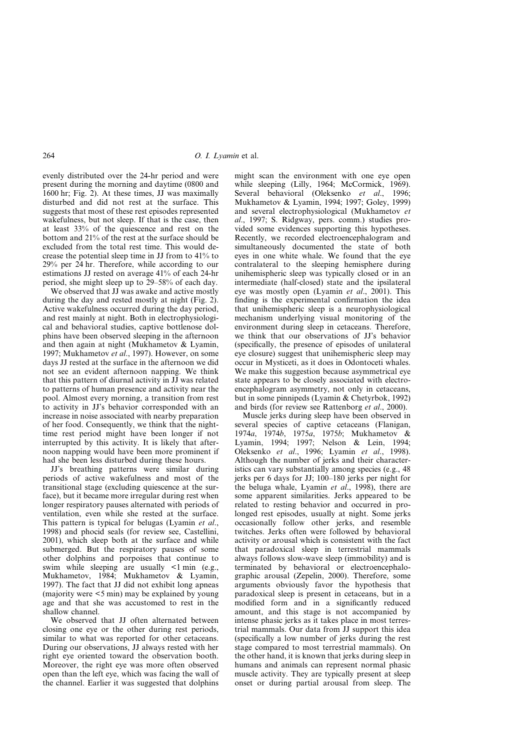evenly distributed over the 24-hr period and were present during the morning and daytime (0800 and 1600 hr; Fig. 2). At these times, JJ was maximally disturbed and did not rest at the surface. This suggests that most of these rest episodes represented wakefulness, but not sleep. If that is the case, then at least 33% of the quiescence and rest on the bottom and 21% of the rest at the surface should be excluded from the total rest time. This would decrease the potential sleep time in JJ from to 41% to 29% per 24 hr. Therefore, while according to our estimations JJ rested on average 41% of each 24-hr period, she might sleep up to 29–58% of each day.

We observed that JJ was awake and active mostly during the day and rested mostly at night (Fig. 2). Active wakefulness occurred during the day period, and rest mainly at night. Both in electrophysiological and behavioral studies, captive bottlenose dolphins have been observed sleeping in the afternoon and then again at night (Mukhametov & Lyamin, 1997; Mukhametov *et al*., 1997). However, on some days JJ rested at the surface in the afternoon we did not see an evident afternoon napping. We think that this pattern of diurnal activity in JJ was related to patterns of human presence and activity near the pool. Almost every morning, a transition from rest to activity in JJ's behavior corresponded with an increase in noise associated with nearby preparation of her food. Consequently, we think that the nighttime rest period might have been longer if not interrupted by this activity. It is likely that afternoon napping would have been more prominent if had she been less disturbed during these hours.

JJ's breathing patterns were similar during periods of active wakefulness and most of the transitional stage (excluding quiescence at the surface), but it became more irregular during rest when longer respiratory pauses alternated with periods of ventilation, even while she rested at the surface. This pattern is typical for belugas (Lyamin *et al*., 1998) and phocid seals (for review see, Castellini, 2001), which sleep both at the surface and while submerged. But the respiratory pauses of some other dolphins and porpoises that continue to swim while sleeping are usually <1 min (e.g., Mukhametov, 1984; Mukhametov & Lyamin, 1997). The fact that JJ did not exhibit long apneas (majority were <5 min) may be explained by young age and that she was accustomed to rest in the shallow channel.

We observed that JJ often alternated between closing one eye or the other during rest periods, similar to what was reported for other cetaceans. During our observations, JJ always rested with her right eye oriented toward the observation booth. Moreover, the right eye was more often observed open than the left eye, which was facing the wall of the channel. Earlier it was suggested that dolphins might scan the environment with one eye open while sleeping (Lilly, 1964; McCormick, 1969). Several behavioral (Oleksenko *et al*., 1996; Mukhametov & Lyamin, 1994; 1997; Goley, 1999) and several electrophysiological (Mukhametov *et al*., 1997; S. Ridgway, pers. comm.) studies provided some evidences supporting this hypotheses. Recently, we recorded electroencephalogram and simultaneously documented the state of both eyes in one white whale. We found that the eye contralateral to the sleeping hemisphere during unihemispheric sleep was typically closed or in an intermediate (half-closed) state and the ipsilateral eye was mostly open (Lyamin *et al*., 2001). This finding is the experimental confirmation the idea that unihemispheric sleep is a neurophysiological mechanism underlying visual monitoring of the environment during sleep in cetaceans. Therefore, we think that our observations of JJ's behavior (specifically, the presence of episodes of unilateral eye closure) suggest that unihemispheric sleep may occur in Mysticeti, as it does in Odontoceti whales. We make this suggestion because asymmetrical eye state appears to be closely associated with electroencephalogram asymmetry, not only in cetaceans, but in some pinnipeds (Lyamin & Chetyrbok, 1992) and birds (for review see Rattenborg *et al*., 2000).

Muscle jerks during sleep have been observed in several species of captive cetaceans (Flanigan, 1974*a*, 1974*b*, 1975*a*, 1975*b*; Mukhametov & Lyamin, 1994; 1997; Nelson & Lein, 1994; Oleksenko *et al*., 1996; Lyamin *et al*., 1998). Although the number of jerks and their characteristics can vary substantially among species (e.g., 48 jerks per 6 days for JJ; 100–180 jerks per night for the beluga whale, Lyamin *et al*., 1998), there are some apparent similarities. Jerks appeared to be related to resting behavior and occurred in prolonged rest episodes, usually at night. Some jerks occasionally follow other jerks, and resemble twitches. Jerks often were followed by behavioral activity or arousal which is consistent with the fact that paradoxical sleep in terrestrial mammals always follows slow-wave sleep (immobility) and is terminated by behavioral or electroencephalographic arousal (Zepelin, 2000). Therefore, some arguments obviously favor the hypothesis that paradoxical sleep is present in cetaceans, but in a modified form and in a significantly reduced amount, and this stage is not accompanied by intense phasic jerks as it takes place in most terrestrial mammals. Our data from JJ support this idea (specifically a low number of jerks during the rest stage compared to most terrestrial mammals). On the other hand, it is known that jerks during sleep in humans and animals can represent normal phasic muscle activity. They are typically present at sleep onset or during partial arousal from sleep. The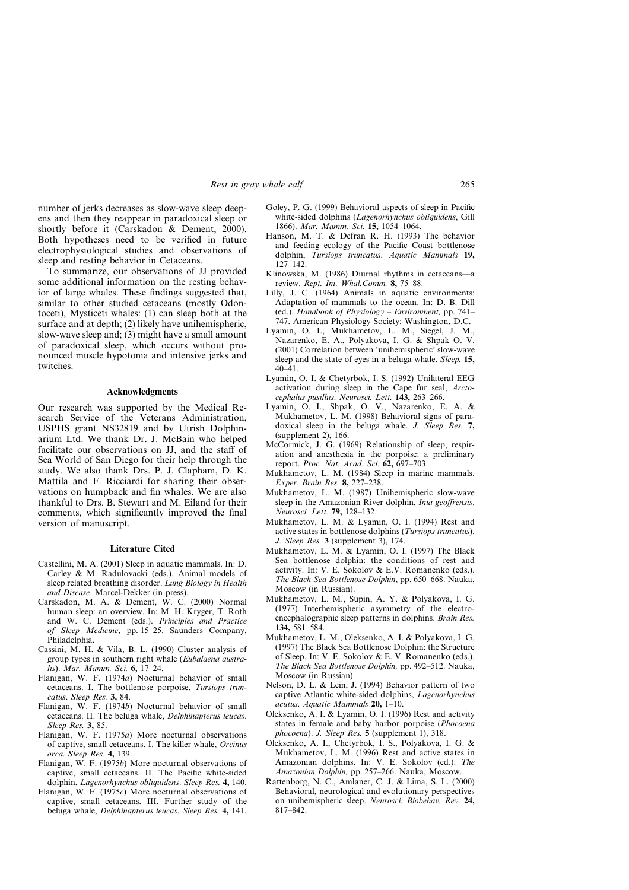number of jerks decreases as slow-wave sleep deepens and then they reappear in paradoxical sleep or shortly before it (Carskadon & Dement, 2000). Both hypotheses need to be verified in future electrophysiological studies and observations of sleep and resting behavior in Cetaceans.

To summarize, our observations of JJ provided some additional information on the resting behavior of large whales. These findings suggested that, similar to other studied cetaceans (mostly Odontoceti), Mysticeti whales: (1) can sleep both at the surface and at depth; (2) likely have unihemispheric, slow-wave sleep and; (3) might have a small amount of paradoxical sleep, which occurs without pronounced muscle hypotonia and intensive jerks and twitches.

### Acknowledgments

Our research was supported by the Medical Research Service of the Veterans Administration, USPHS grant NS32819 and by Utrish Dolphinarium Ltd. We thank Dr. J. McBain who helped facilitate our observations on JJ, and the staff of Sea World of San Diego for their help through the study. We also thank Drs. P. J. Clapham, D. K. Mattila and F. Ricciardi for sharing their observations on humpback and fin whales. We are also thankful to Drs. B. Stewart and M. Eiland for their comments, which significantly improved the final version of manuscript.

### Literature Cited

Castellini, M. A. (2001) Sleep in aquatic mammals. In: D. Carley & M. Radulovacki (eds.). Animal models of sleep related breathing disorder. *Lung Biology in Health and Disease*. Marcel-Dekker (in press).

Carskadon, M. A. & Dement, W. C. (2000) Normal human sleep: an overview. In: M. H. Kryger, T. Roth and W. C. Dement (eds.). *Principles and Practice of Sleep Medicine*, pp. 15–25. Saunders Company, Philadelphia.

Cassini, M. H. & Vila, B. L. (1990) Cluster analysis of group types in southern right whale (*Eubalaena australis*). *Mar. Mamm. Sci.* **6,** 17–24.

Flanigan, W. F. (1974*a*) Nocturnal behavior of small cetaceans. I. The bottlenose porpoise, *Tursiops truncatus*. *Sleep Res.* **3,** 84.

Flanigan, W. F. (1974*b*) Nocturnal behavior of small cetaceans. II. The beluga whale, *Delphinapterus leucas*. *Sleep Res.* **3,** 85.

Flanigan, W. F. (1975*a*) More nocturnal observations of captive, small cetaceans. I. The killer whale, *Orcinus orca*. *Sleep Res.* **4,** 139.

Flanigan, W. F. (1975*b*) More nocturnal observations of captive, small cetaceans. II. The Pacific white-sided dolphin, *Lagenorhynchus obliquidens*. *Sleep Res.* **4,** 140.

Flanigan, W. F. (1975*c*) More nocturnal observations of captive, small cetaceans. III. Further study of the beluga whale, *Delphinapterus leucas*. *Sleep Res.* **4,** 141.

Goley, P. G. (1999) Behavioral aspects of sleep in Pacific white-sided dolphins (*Lagenorhynchus obliquidens*, Gill 1866). *Mar. Mamm. Sci.* **15,** 1054–1064.

Hanson, M. T. & Defran R. H. (1993) The behavior and feeding ecology of the Pacific Coast bottlenose dolphin, *Tursiops truncatus*. *Aquatic Mammals* **19,** 127–142.

Klinowska, M. (1986) Diurnal rhythms in cetaceans—a review. *Rept. Int. Whal.Comm.* **8,** 75–88.

Lilly, J. C. (1964) Animals in aquatic environments: Adaptation of mammals to the ocean. In: D. B. Dill (ed.). *Handbook of Physiology – Environment,* pp. 741–747. American Physiology Society: Washington, D.C.

Lyamin, O. I., Mukhametov, L. M., Siegel, J. M., Nazarenko, E. A., Polyakova, I. G. & Shpak O. V. (2001) Correlation between 'unihemispheric' slow-wave sleep and the state of eyes in a beluga whale. *Sleep.* **15,** 40–41.

Lyamin, O. I. & Chetyrbok, I. S. (1992) Unilateral EEG activation during sleep in the Cape fur seal, *Arctocephalus pusillus*. *Neurosci. Lett.* **143,** 263–266.

Lyamin, O. I., Shpak, O. V., Nazarenko, E. A. & Mukhametov, L. M. (1998) Behavioral signs of paradoxical sleep in the beluga whale. *J. Sleep Res.* **7,** (supplement 2), 166.

McCormick, J. G. (1969) Relationship of sleep, respiration and anesthesia in the porpoise: a preliminary report. *Proc. Nat. Acad. Sci.* **62,** 697–703.

Mukhametov, L. M. (1984) Sleep in marine mammals. *Exper. Brain Res.* **8,** 227–238.

Mukhametov, L. M. (1987) Unihemispheric slow-wave sleep in the Amazonian River dolphin, *Inia geoffrensis*. *Neurosci. Lett.* **79,** 128–132.

Mukhametov, L. M. & Lyamin, O. I. (1994) Rest and active states in bottlenose dolphins (*Tursiops truncatus*). *J. Sleep Res.* **3** (supplement 3), 174.

Mukhametov, L. M. & Lyamin, O. I. (1997) The Black Sea bottlenose dolphin: the conditions of rest and activity. In: V. E. Sokolov & E.V. Romanenko (eds.). *The Black Sea Bottlenose Dolphin*, pp. 650–668. Nauka, Moscow (in Russian).

Mukhametov, L. M., Supin, A. Y. & Polyakova, I. G. (1977) Interhemispheric asymmetry of the electroencephalographic sleep patterns in dolphins. *Brain Res.* **134,** 581–584.

Mukhametov, L. M., Oleksenko, A. I. & Polyakova, I. G. (1997) The Black Sea Bottlenose Dolphin: the Structure of Sleep. In: V. E. Sokolov & E. V. Romanenko (eds.). *The Black Sea Bottlenose Dolphin,* pp. 492–512. Nauka, Moscow (in Russian).

Nelson, D. L. & Lein, J. (1994) Behavior pattern of two captive Atlantic white-sided dolphins, *Lagenorhynchus acutus*. *Aquatic Mammals* **20,** 1–10.

Oleksenko, A. I. & Lyamin, O. I. (1996) Rest and activity states in female and baby harbor porpoise (*Phocoena phocoena*). *J. Sleep Res.* **5** (supplement 1), 318.

Oleksenko, A. I., Chetyrbok, I. S., Polyakova, I. G. & Mukhametov, L. M. (1996) Rest and active states in Amazonian dolphins. In: V. E. Sokolov (ed.). *The Amazonian Dolphin,* pp. 257–266. Nauka, Moscow.

Rattenborg, N. C., Amlaner, C. J. & Lima, S. L. (2000) Behavioral, neurological and evolutionary perspectives on unihemispheric sleep. *Neurosci. Biobehav. Rev.* **24,** 817–842.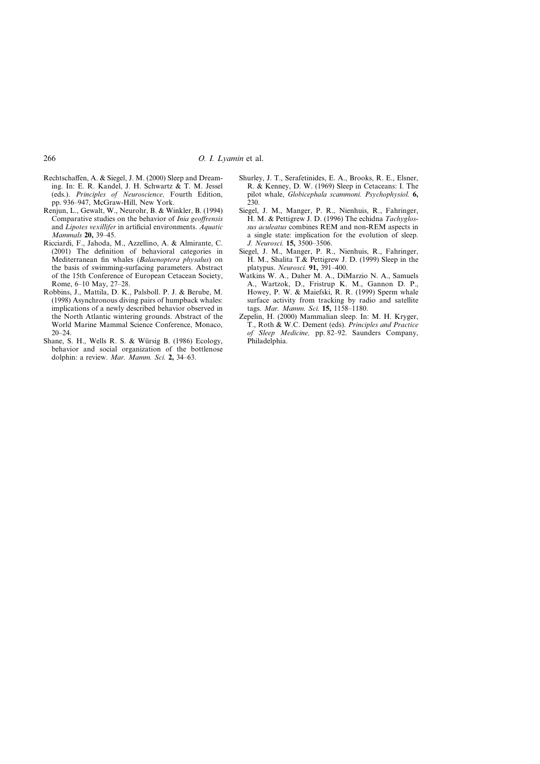Rechtschaffen, A. & Siegel, J. M. (2000) Sleep and Dreaming. In: E. R. Kandel, J. H. Schwartz & T. M. Jessel (eds.). *Principles of Neuroscience,* Fourth Edition, pp. 936–947, McGraw-Hill, New York.

Renjun, L., Gewalt, W., Neurohr, B. & Winkler, B. (1994) Comparative studies on the behavior of *Inia geoffrensis* and *Lipotes vexillifer* in artificial environments. *Aquatic Mammals* **20,** 39–45.

Ricciardi, F., Jahoda, M., Azzellino, A. & Almirante, C. (2001) The definition of behavioral categories in Mediterranean fin whales (*Balaenoptera physalus*) on the basis of swimming-surfacing parameters. Abstract of the 15th Conference of European Cetacean Society, Rome, 6–10 May, 27–28.

Robbins, J., Mattila, D. K., Palsboll. P. J. & Berube, M. (1998) Asynchronous diving pairs of humpback whales: implications of a newly described behavior observed in the North Atlantic wintering grounds. Abstract of the World Marine Mammal Science Conference, Monaco, 20–24.

Shane, S. H., Wells R. S. & Würsig B. (1986) Ecology, behavior and social organization of the bottlenose dolphin: a review. *Mar. Mamm. Sci.* **2,** 34–63.

Shurley, J. T., Serafetinides, E. A., Brooks, R. E., Elsner, R. & Kenney, D. W. (1969) Sleep in Cetaceans: I. The pilot whale, *Globicephala scammoni. Psychophysiol.* **6,** 230.

Siegel, J. M., Manger, P. R., Nienhuis, R., Fahringer, H. M. & Pettigrew J. D. (1996) The echidna *Tachyglossus aculeatus* combines REM and non-REM aspects in a single state: implication for the evolution of sleep. *J. Neurosci.* **15,** 3500–3506.

Siegel, J. M., Manger, P. R., Nienhuis, R., Fahringer, H. M., Shalita T.& Pettigrew J. D. (1999) Sleep in the platypus. *Neurosci.* **91,** 391–400.

Watkins W. A., Daher M. A., DiMarzio N. A., Samuels A., Wartzok, D., Fristrup K. M., Gannon D. P., Howey, P. W. & Maiefski, R. R. (1999) Sperm whale surface activity from tracking by radio and satellite tags. *Mar. Mamm. Sci.* **15,** 1158–1180.

Zepelin, H. (2000) Mammalian sleep. In: M. H. Kryger, T., Roth & W.C. Dement (eds). *Principles and Practice of Sleep Medicine,* pp. 82–92. Saunders Company, Philadelphia.